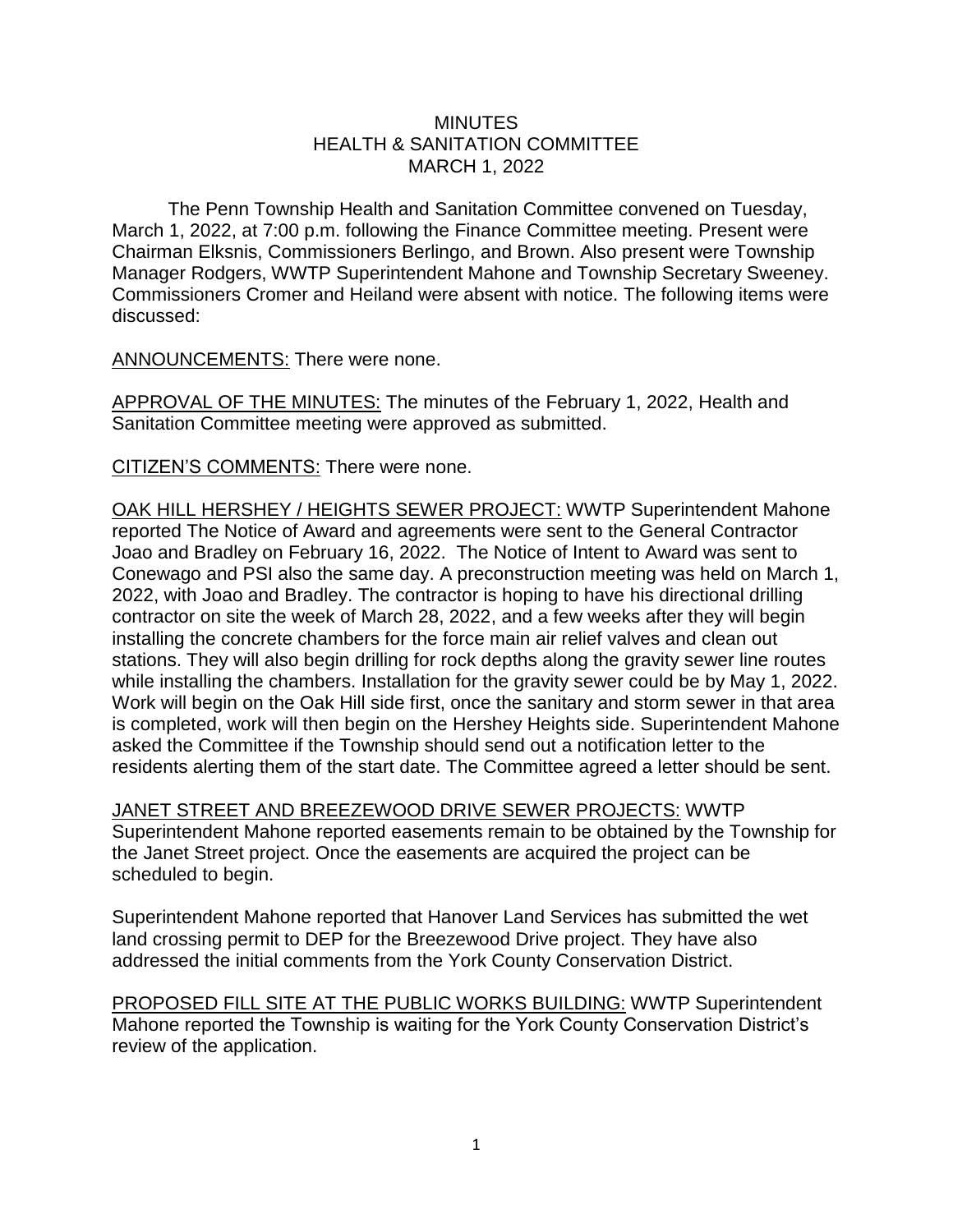# MINUTES
## HEALTH & SANITATION COMMITTEE
## MARCH 1, 2022

The Penn Township Health and Sanitation Committee convened on Tuesday, March 1, 2022, at 7:00 p.m. following the Finance Committee meeting. Present were Chairman Elksnis, Commissioners Berlingo, and Brown. Also present were Township Manager Rodgers, WWTP Superintendent Mahone and Township Secretary Sweeney. Commissioners Cromer and Heiland were absent with notice. The following items were discussed:

ANNOUNCEMENTS: There were none.

APPROVAL OF THE MINUTES: The minutes of the February 1, 2022, Health and Sanitation Committee meeting were approved as submitted.

CITIZEN'S COMMENTS: There were none.

OAK HILL HERSHEY / HEIGHTS SEWER PROJECT: WWTP Superintendent Mahone reported The Notice of Award and agreements were sent to the General Contractor Joao and Bradley on February 16, 2022. The Notice of Intent to Award was sent to Conewago and PSI also the same day. A preconstruction meeting was held on March 1, 2022, with Joao and Bradley. The contractor is hoping to have his directional drilling contractor on site the week of March 28, 2022, and a few weeks after they will begin installing the concrete chambers for the force main air relief valves and clean out stations. They will also begin drilling for rock depths along the gravity sewer line routes while installing the chambers. Installation for the gravity sewer could be by May 1, 2022. Work will begin on the Oak Hill side first, once the sanitary and storm sewer in that area is completed, work will then begin on the Hershey Heights side. Superintendent Mahone asked the Committee if the Township should send out a notification letter to the residents alerting them of the start date. The Committee agreed a letter should be sent.

JANET STREET AND BREEZEWOOD DRIVE SEWER PROJECTS: WWTP Superintendent Mahone reported easements remain to be obtained by the Township for the Janet Street project. Once the easements are acquired the project can be scheduled to begin.

Superintendent Mahone reported that Hanover Land Services has submitted the wet land crossing permit to DEP for the Breezewood Drive project. They have also addressed the initial comments from the York County Conservation District.

PROPOSED FILL SITE AT THE PUBLIC WORKS BUILDING: WWTP Superintendent Mahone reported the Township is waiting for the York County Conservation District's review of the application.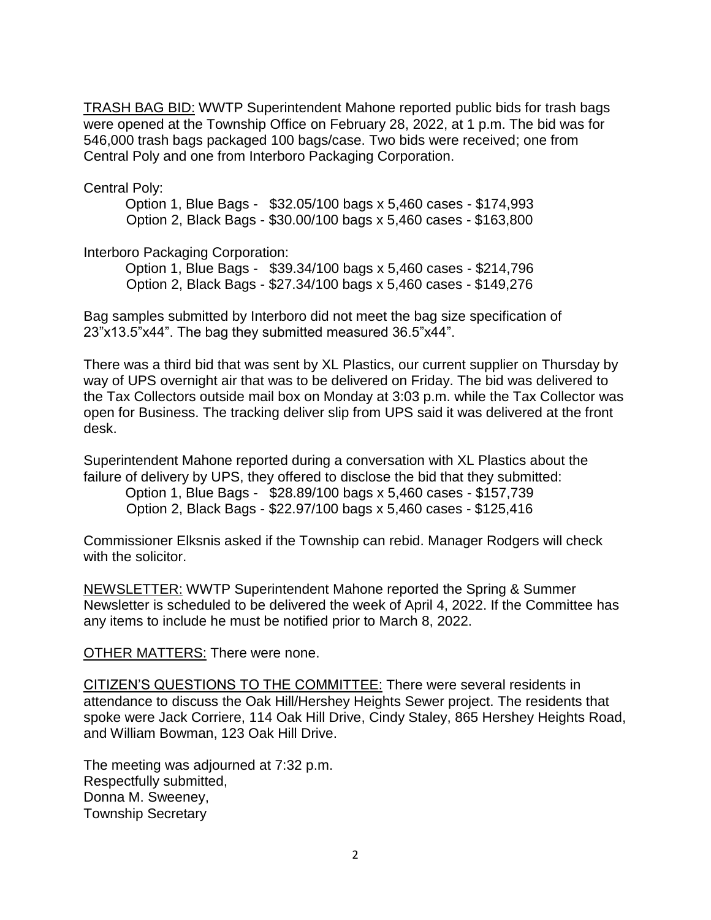<u>TRASH BAG BID:</u> WWTP Superintendent Mahone reported public bids for trash bags were opened at the Township Office on February 28, 2022, at 1 p.m. The bid was for 546,000 trash bags packaged 100 bags/case. Two bids were received; one from Central Poly and one from Interboro Packaging Corporation.

Central Poly:

Option 1, Blue Bags - $32.05/100 bags x 5,460 cases - $174,993
Option 2, Black Bags - $30.00/100 bags x 5,460 cases - $163,800

Interboro Packaging Corporation:

Option 1, Blue Bags - $39.34/100 bags x 5,460 cases - $214,796
Option 2, Black Bags - $27.34/100 bags x 5,460 cases - $149,276

Bag samples submitted by Interboro did not meet the bag size specification of 23"x13.5"x44". The bag they submitted measured 36.5"x44".

There was a third bid that was sent by XL Plastics, our current supplier on Thursday by way of UPS overnight air that was to be delivered on Friday. The bid was delivered to the Tax Collectors outside mail box on Monday at 3:03 p.m. while the Tax Collector was open for Business. The tracking deliver slip from UPS said it was delivered at the front desk.

Superintendent Mahone reported during a conversation with XL Plastics about the failure of delivery by UPS, they offered to disclose the bid that they submitted:

Option 1, Blue Bags - $28.89/100 bags x 5,460 cases - $157,739
Option 2, Black Bags - $22.97/100 bags x 5,460 cases - $125,416

Commissioner Elksnis asked if the Township can rebid. Manager Rodgers will check with the solicitor.

<u>NEWSLETTER:</u> WWTP Superintendent Mahone reported the Spring & Summer Newsletter is scheduled to be delivered the week of April 4, 2022. If the Committee has any items to include he must be notified prior to March 8, 2022.

<u>OTHER MATTERS:</u> There were none.

<u>CITIZEN'S QUESTIONS TO THE COMMITTEE:</u> There were several residents in attendance to discuss the Oak Hill/Hershey Heights Sewer project. The residents that spoke were Jack Corriere, 114 Oak Hill Drive, Cindy Staley, 865 Hershey Heights Road, and William Bowman, 123 Oak Hill Drive.

The meeting was adjourned at 7:32 p.m.
Respectfully submitted,
Donna M. Sweeney,
Township Secretary